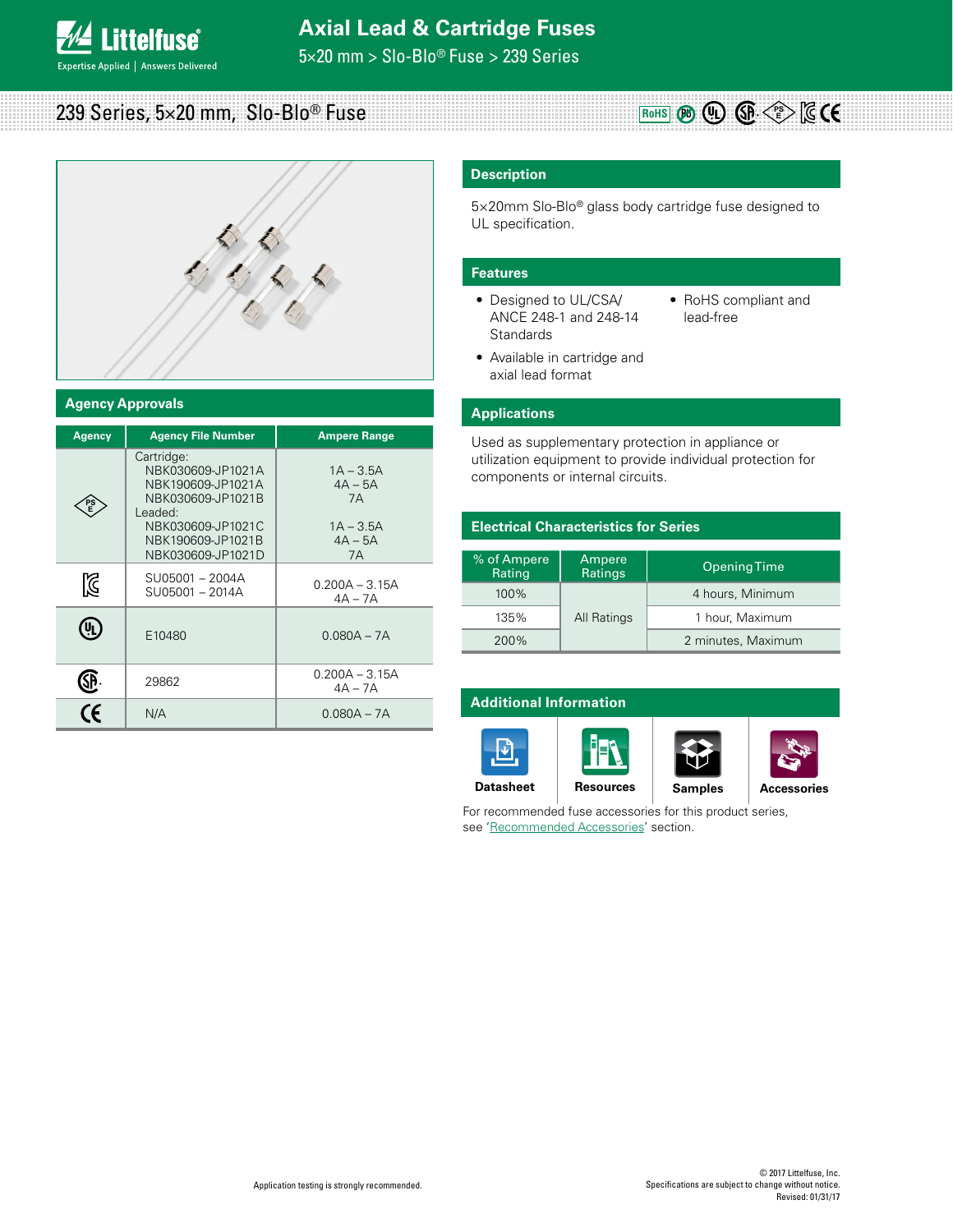# Axial Lead & Cartridge Fuses

5×20 mm > Slo-Blo® Fuse > 239 Series

## 239 Series, 5×20 mm, Slo-Blo® Fuse

## Description

5×20mm Slo-Blo® glass body cartridge fuse designed to UL specification.

## Features

- Designed to UL/CSA/ ANCE 248-1 and 248-14 Standards
- Available in cartridge and axial lead format
- RoHS compliant and lead-free

## Applications

Used as supplementary protection in appliance or utilization equipment to provide individual protection for components or internal circuits.

## Agency Approvals

| Agency | Agency File Number | Ampere Range |
|---|---|---|
| PSE | Cartridge:<br>NBK030609-JP1021A<br>NBK190609-JP1021A<br>NBK030609-JP1021B<br>Leaded:<br>NBK030609-JP1021C<br>NBK190609-JP1021B<br>NBK030609-JP1021D | 1A – 3.5A<br>4A – 5A<br>7A<br><br>1A – 3.5A<br>4A – 5A<br>7A |
| KC | SU05001 – 2004A<br>SU05001 – 2014A | 0.200A – 3.15A<br>4A – 7A |
| UL | E10480 | 0.080A – 7A |
| CSA | 29862 | 0.200A – 3.15A<br>4A – 7A |
| CE | N/A | 0.080A – 7A |

## Electrical Characteristics for Series

| % of Ampere Rating | Ampere Ratings | Opening Time |
|---|---|---|
| 100% | All Ratings | 4 hours, Minimum |
| 135% | | 1 hour, Maximum |
| 200% | | 2 minutes, Maximum |

## Additional Information

Datasheet | Resources | Samples | Accessories

For recommended fuse accessories for this product series, see 'Recommended Accessories' section.

Application testing is strongly recommended.

© 2017 Littelfuse, Inc.
Specifications are subject to change without notice.
Revised: 01/31/17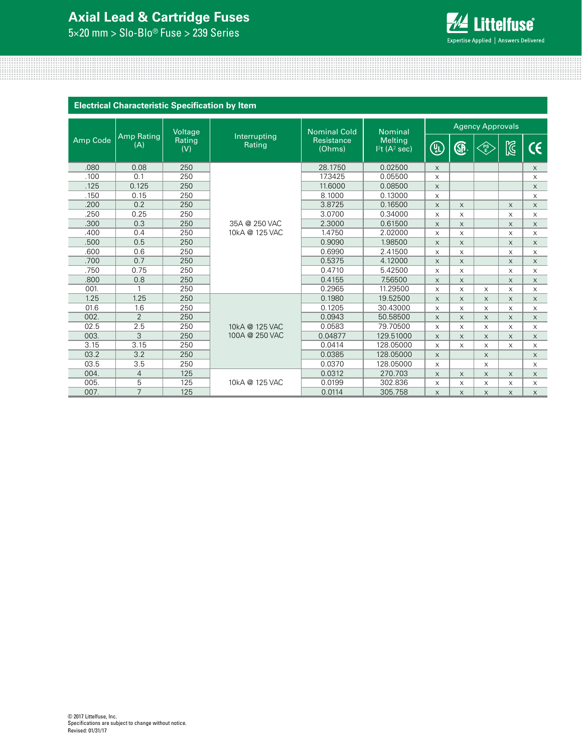## Electrical Characteristic Specification by Item

| Amp Code | Amp Rating (A) | Voltage Rating (V) | Interrupting Rating | Nominal Cold Resistance (Ohms) | Nominal Melting $I^2t$ ($A^2$ sec) | Agency Approvals | | | | |
|---|---|---|---|---|---|---|---|---|---|---|
| | | | | | | UL | CSA | PSE | KC | CE |
| .080 | 0.08 | 250 | 35A @ 250 VAC 10kA @ 125 VAC | 28.1750 | 0.02500 | x | | | | x |
| .100 | 0.1 | 250 | | 17.3425 | 0.05500 | x | | | | x |
| .125 | 0.125 | 250 | | 11.6000 | 0.08500 | x | | | | x |
| .150 | 0.15 | 250 | | 8.1000 | 0.13000 | x | | | | x |
| .200 | 0.2 | 250 | | 3.8725 | 0.16500 | x | x | | x | x |
| .250 | 0.25 | 250 | | 3.0700 | 0.34000 | x | x | | x | x |
| .300 | 0.3 | 250 | | 2.3000 | 0.61500 | x | x | | x | x |
| .400 | 0.4 | 250 | | 1.4750 | 2.02000 | x | x | | x | x |
| .500 | 0.5 | 250 | | 0.9090 | 1.98500 | x | x | | x | x |
| .600 | 0.6 | 250 | | 0.6990 | 2.41500 | x | x | | x | x |
| .700 | 0.7 | 250 | | 0.5375 | 4.12000 | x | x | | x | x |
| .750 | 0.75 | 250 | | 0.4710 | 5.42500 | x | x | | x | x |
| .800 | 0.8 | 250 | | 0.4155 | 7.56500 | x | x | | x | x |
| 001. | 1 | 250 | | 0.2965 | 11.29500 | x | x | x | x | x |
| 1.25 | 1.25 | 250 | 10kA @ 125 VAC 100A @ 250 VAC | 0.1980 | 19.52500 | x | x | x | x | x |
| 01.6 | 1.6 | 250 | | 0.1205 | 30.43000 | x | x | x | x | x |
| 002. | 2 | 250 | | 0.0943 | 50.58500 | x | x | x | x | x |
| 02.5 | 2.5 | 250 | | 0.0583 | 79.70500 | x | x | x | x | x |
| 003. | 3 | 250 | | 0.04877 | 129.51000 | x | x | x | x | x |
| 3.15 | 3.15 | 250 | | 0.0414 | 128.05000 | x | x | x | x | x |
| 03.2 | 3.2 | 250 | | 0.0385 | 128.05000 | x | | x | | x |
| 03.5 | 3.5 | 250 | | 0.0370 | 128.05000 | x | | x | | x |
| 004. | 4 | 125 | 10kA @ 125 VAC | 0.0312 | 270.703 | x | x | x | x | x |
| 005. | 5 | 125 | | 0.0199 | 302.836 | x | x | x | x | x |
| 007. | 7 | 125 | | 0.0114 | 305.758 | x | x | x | x | x |

© 2017 Littelfuse, Inc.
Specifications are subject to change without notice.
Revised: 01/31/17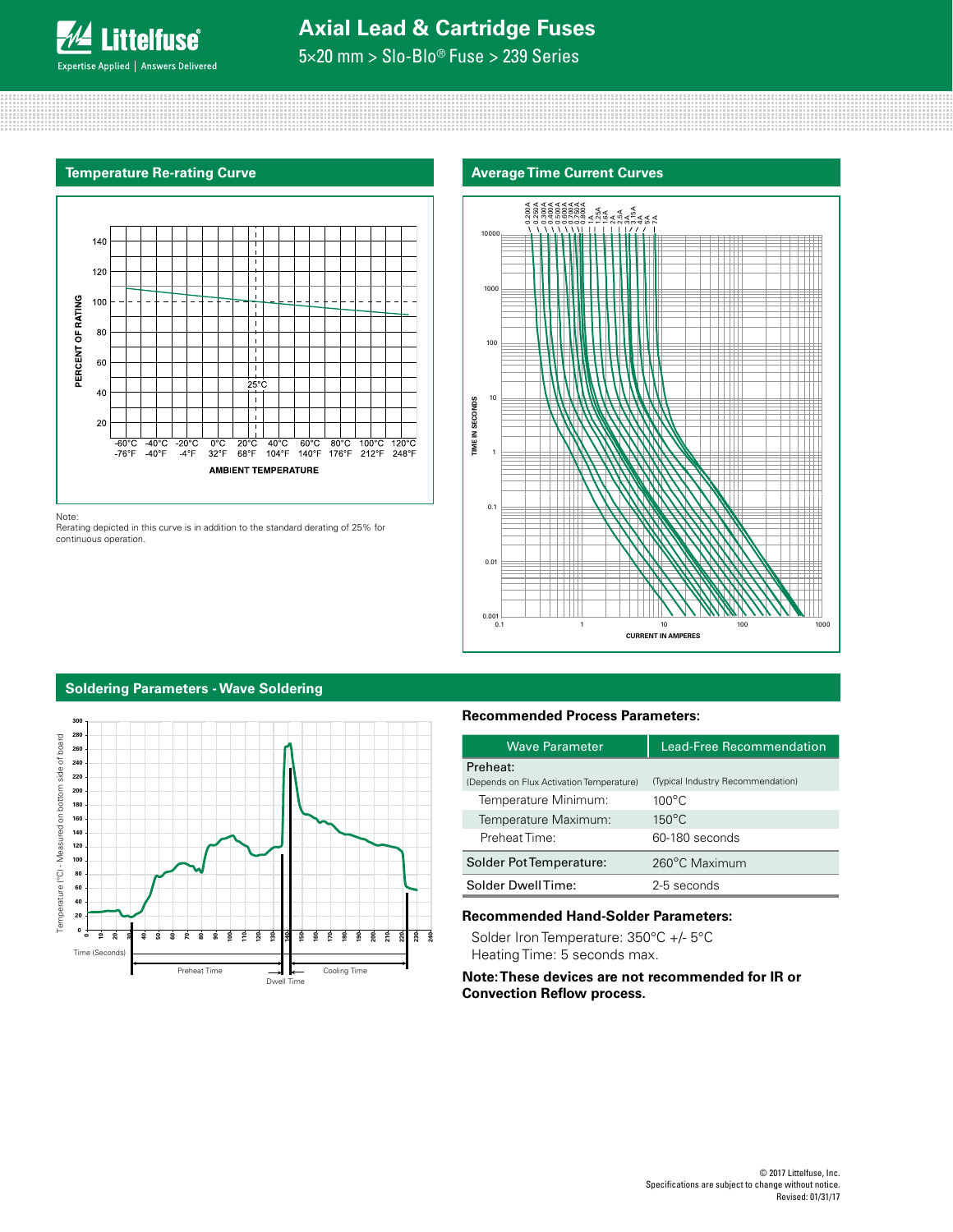## Temperature Re-rating Curve

PERCENT OF RATING

140
120
100
80
60
40
20

25°C

-60°C -76°F
-40°C -40°F
-20°C -4°F
0°C 32°F
20°C 68°F
40°C 104°F
60°C 140°F
80°C 176°F
100°C 212°F
120°C 248°F

AMBIENT TEMPERATURE

Note:
Rerating depicted in this curve is in addition to the standard derating of 25% for continuous operation.

## Average Time Current Curves

0.200A 0.250A 0.300A 0.400A 0.500A 0.600A 0.700A 0.750A 0.800A 1A 1.25A 1.6A 2A 2.5A 3A 3.15A 4A 5A 7A

TIME IN SECONDS

10000
1000
100
10
1
0.1
0.01
0.001

0.1
1
10
100
1000

CURRENT IN AMPERES

## Soldering Parameters - Wave Soldering

Temperature (°C) - Measured on bottom side of board

300 280 260 240 220 200 180 160 140 120 100 80 60 40 20 0

0 10 20 30 40 50 60 70 80 90 100 110 120 130 140 150 160 170 180 190 200 210 220 230 240

Time (Seconds)

Preheat Time
Dwell Time
Cooling Time

### Recommended Process Parameters:

| Wave Parameter | Lead-Free Recommendation |
|---|---|
| Preheat:<br>(Depends on Flux Activation Temperature) | (Typical Industry Recommendation) |
| Temperature Minimum: | 100°C |
| Temperature Maximum: | 150°C |
| Preheat Time: | 60-180 seconds |
| Solder Pot Temperature: | 260°C Maximum |
| Solder Dwell Time: | 2-5 seconds |

### Recommended Hand-Solder Parameters:

Solder Iron Temperature: 350°C +/- 5°C
Heating Time: 5 seconds max.

**Note: These devices are not recommended for IR or Convection Reflow process.**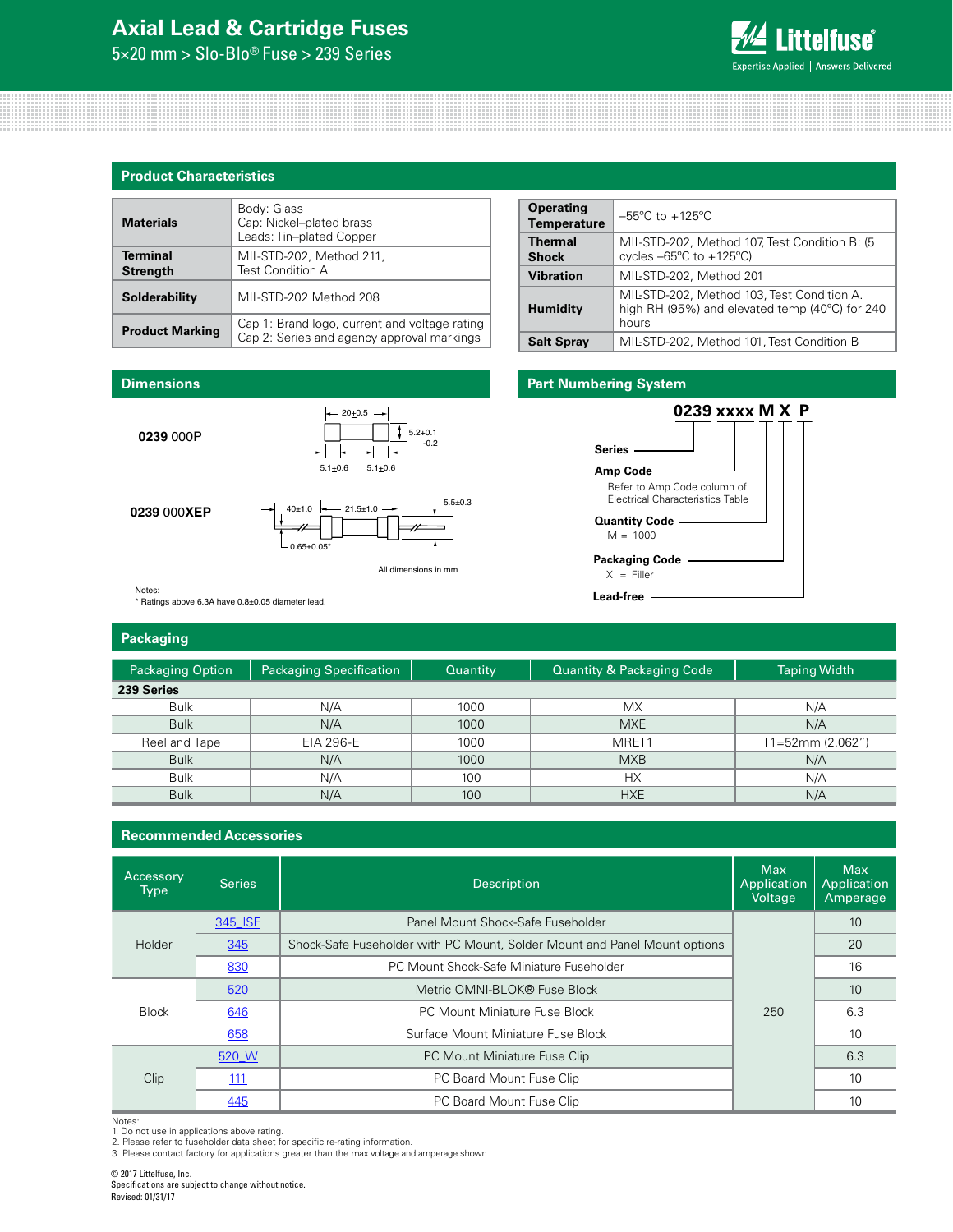# Axial Lead & Cartridge Fuses

5×20 mm > Slo-Blo® Fuse > 239 Series

## Product Characteristics

| | |
|---|---|
| **Materials** | Body: Glass<br>Cap: Nickel–plated brass<br>Leads: Tin–plated Copper |
| **Terminal Strength** | MIL-STD-202, Method 211, Test Condition A |
| **Solderability** | MIL-STD-202 Method 208 |
| **Product Marking** | Cap 1: Brand logo, current and voltage rating<br>Cap 2: Series and agency approval markings |

| | |
|---|---|
| **Operating Temperature** | –55ºC to +125ºC |
| **Thermal Shock** | MIL-STD-202, Method 107, Test Condition B: (5 cycles –65°C to +125°C) |
| **Vibration** | MIL-STD-202, Method 201 |
| **Humidity** | MIL-STD-202, Method 103, Test Condition A. high RH (95%) and elevated temp (40°C) for 240 hours |
| **Salt Spray** | MIL-STD-202, Method 101, Test Condition B |

## Dimensions

**0239** 000P

20±0.5
5.2+0.1 -0.2
5.1±0.6
5.1±0.6

**0239** 000**XEP**

40±1.0
21.5±1.0
5.5±0.3
0.65±0.05*

All dimensions in mm

Notes:
* Ratings above 6.3A have 0.8±0.05 diameter lead.

## Part Numbering System

**0239 xxxx M X P**

**Series**

**Amp Code**
Refer to Amp Code column of Electrical Characteristics Table

**Quantity Code**
M = 1000

**Packaging Code**
X = Filler

**Lead-free**

## Packaging

| Packaging Option | Packaging Specification | Quantity | Quantity & Packaging Code | Taping Width |
|---|---|---|---|---|
| **239 Series** | | | | |
| Bulk | N/A | 1000 | MX | N/A |
| Bulk | N/A | 1000 | MXE | N/A |
| Reel and Tape | EIA 296-E | 1000 | MRET1 | T1=52mm (2.062") |
| Bulk | N/A | 1000 | MXB | N/A |
| Bulk | N/A | 100 | HX | N/A |
| Bulk | N/A | 100 | HXE | N/A |

## Recommended Accessories

| Accessory Type | Series | Description | Max Application Voltage | Max Application Amperage |
|---|---|---|---|---|
| Holder | 345_ISF | Panel Mount Shock-Safe Fuseholder | 250 | 10 |
| | 345 | Shock-Safe Fuseholder with PC Mount, Solder Mount and Panel Mount options | | 20 |
| | 830 | PC Mount Shock-Safe Miniature Fuseholder | | 16 |
| Block | 520 | Metric OMNI-BLOK® Fuse Block | | 10 |
| | 646 | PC Mount Miniature Fuse Block | | 6.3 |
| | 658 | Surface Mount Miniature Fuse Block | | 10 |
| Clip | 520_W | PC Mount Miniature Fuse Clip | | 6.3 |
| | 111 | PC Board Mount Fuse Clip | | 10 |
| | 445 | PC Board Mount Fuse Clip | | 10 |

Notes:
1. Do not use in applications above rating.
2. Please refer to fuseholder data sheet for specific re-rating information.
3. Please contact factory for applications greater than the max voltage and amperage shown.

© 2017 Littelfuse, Inc.
Specifications are subject to change without notice.
Revised: 01/31/17